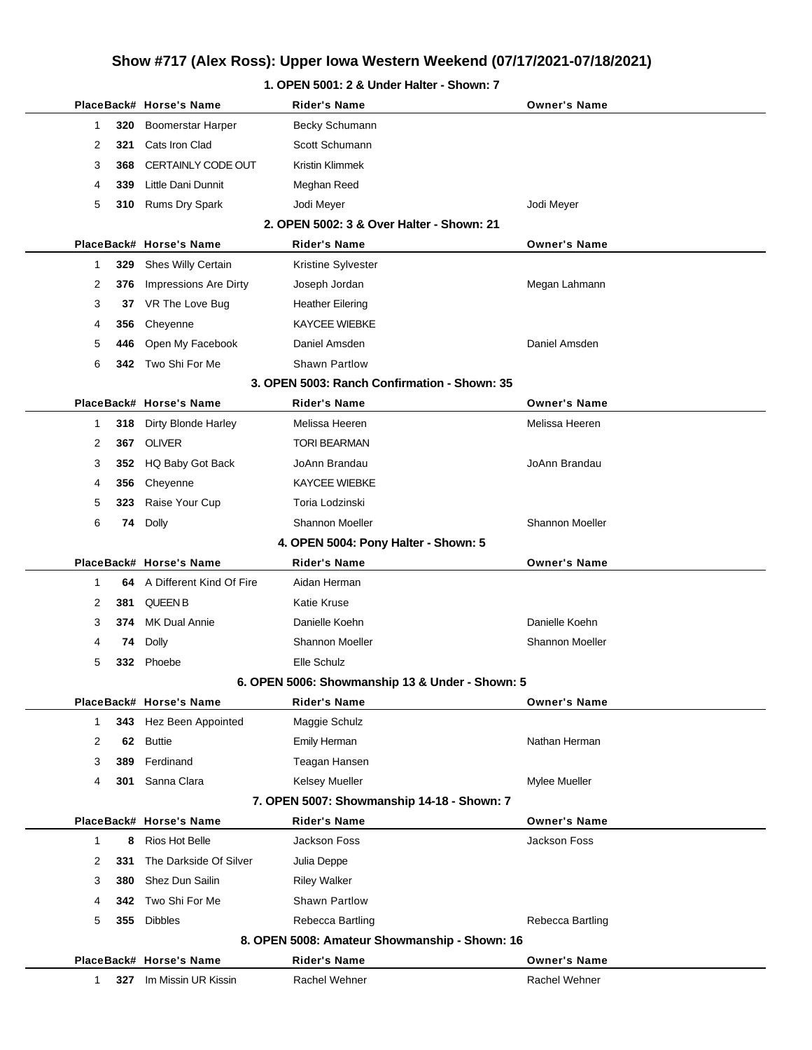# Show #717 (Alex Ross): Upper Iowa Western Weekend (07/17/2021-07/18/2021)

### 1. OPEN 5001: 2 & Under Halter - Shown: 7

| Place | Back# | Horse's Name | Rider's Name | Owner's Name |
|---|---|---|---|---|
| 1 | 320 | Boomerstar Harper | Becky Schumann | |
| 2 | 321 | Cats Iron Clad | Scott Schumann | |
| 3 | 368 | CERTAINLY CODE OUT | Kristin Klimmek | |
| 4 | 339 | Little Dani Dunnit | Meghan Reed | |
| 5 | 310 | Rums Dry Spark | Jodi Meyer | Jodi Meyer |

### 2. OPEN 5002: 3 & Over Halter - Shown: 21

| Place | Back# | Horse's Name | Rider's Name | Owner's Name |
|---|---|---|---|---|
| 1 | 329 | Shes Willy Certain | Kristine Sylvester | |
| 2 | 376 | Impressions Are Dirty | Joseph Jordan | Megan Lahmann |
| 3 | 37 | VR The Love Bug | Heather Eilering | |
| 4 | 356 | Cheyenne | KAYCEE WIEBKE | |
| 5 | 446 | Open My Facebook | Daniel Amsden | Daniel Amsden |
| 6 | 342 | Two Shi For Me | Shawn Partlow | |

### 3. OPEN 5003: Ranch Confirmation - Shown: 35

| Place | Back# | Horse's Name | Rider's Name | Owner's Name |
|---|---|---|---|---|
| 1 | 318 | Dirty Blonde Harley | Melissa Heeren | Melissa Heeren |
| 2 | 367 | OLIVER | TORI BEARMAN | |
| 3 | 352 | HQ Baby Got Back | JoAnn Brandau | JoAnn Brandau |
| 4 | 356 | Cheyenne | KAYCEE WIEBKE | |
| 5 | 323 | Raise Your Cup | Toria Lodzinski | |
| 6 | 74 | Dolly | Shannon Moeller | Shannon Moeller |

### 4. OPEN 5004: Pony Halter - Shown: 5

| Place | Back# | Horse's Name | Rider's Name | Owner's Name |
|---|---|---|---|---|
| 1 | 64 | A Different Kind Of Fire | Aidan Herman | |
| 2 | 381 | QUEEN B | Katie Kruse | |
| 3 | 374 | MK Dual Annie | Danielle Koehn | Danielle Koehn |
| 4 | 74 | Dolly | Shannon Moeller | Shannon Moeller |
| 5 | 332 | Phoebe | Elle Schulz | |

### 6. OPEN 5006: Showmanship 13 & Under - Shown: 5

| Place | Back# | Horse's Name | Rider's Name | Owner's Name |
|---|---|---|---|---|
| 1 | 343 | Hez Been Appointed | Maggie Schulz | |
| 2 | 62 | Buttie | Emily Herman | Nathan Herman |
| 3 | 389 | Ferdinand | Teagan Hansen | |
| 4 | 301 | Sanna Clara | Kelsey Mueller | Mylee Mueller |

### 7. OPEN 5007: Showmanship 14-18 - Shown: 7

| Place | Back# | Horse's Name | Rider's Name | Owner's Name |
|---|---|---|---|---|
| 1 | 8 | Rios Hot Belle | Jackson Foss | Jackson Foss |
| 2 | 331 | The Darkside Of Silver | Julia Deppe | |
| 3 | 380 | Shez Dun Sailin | Riley Walker | |
| 4 | 342 | Two Shi For Me | Shawn Partlow | |
| 5 | 355 | Dibbles | Rebecca Bartling | Rebecca Bartling |

### 8. OPEN 5008: Amateur Showmanship - Shown: 16

| Place | Back# | Horse's Name | Rider's Name | Owner's Name |
|---|---|---|---|---|
| 1 | 327 | Im Missin UR Kissin | Rachel Wehner | Rachel Wehner |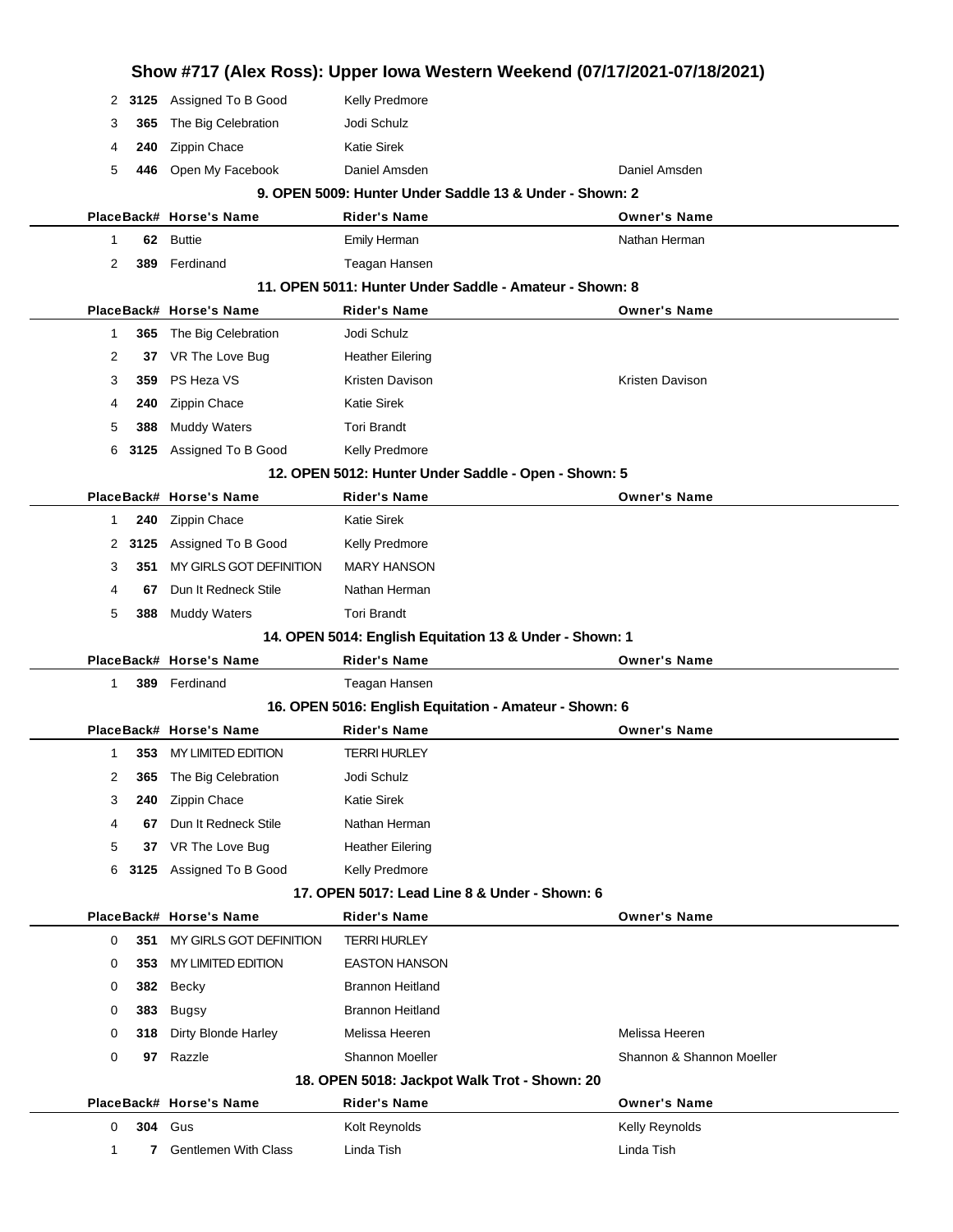| Place | Back# | Horse's Name | Rider's Name | Owner's Name |
|---|---|---|---|---|
| 2 | **3125** | Assigned To B Good | Kelly Predmore | |
| 3 | **365** | The Big Celebration | Jodi Schulz | |
| 4 | **240** | Zippin Chace | Katie Sirek | |
| 5 | **446** | Open My Facebook | Daniel Amsden | Daniel Amsden |

### 9. OPEN 5009: Hunter Under Saddle 13 & Under - Shown: 2

| Place | Back# | Horse's Name | Rider's Name | Owner's Name |
|---|---|---|---|---|
| 1 | **62** | Buttie | Emily Herman | Nathan Herman |
| 2 | **389** | Ferdinand | Teagan Hansen | |

### 11. OPEN 5011: Hunter Under Saddle - Amateur - Shown: 8

| Place | Back# | Horse's Name | Rider's Name | Owner's Name |
|---|---|---|---|---|
| 1 | **365** | The Big Celebration | Jodi Schulz | |
| 2 | **37** | VR The Love Bug | Heather Eilering | |
| 3 | **359** | PS Heza VS | Kristen Davison | Kristen Davison |
| 4 | **240** | Zippin Chace | Katie Sirek | |
| 5 | **388** | Muddy Waters | Tori Brandt | |
| 6 | **3125** | Assigned To B Good | Kelly Predmore | |

### 12. OPEN 5012: Hunter Under Saddle - Open - Shown: 5

| Place | Back# | Horse's Name | Rider's Name | Owner's Name |
|---|---|---|---|---|
| 1 | **240** | Zippin Chace | Katie Sirek | |
| 2 | **3125** | Assigned To B Good | Kelly Predmore | |
| 3 | **351** | MY GIRLS GOT DEFINITION | MARY HANSON | |
| 4 | **67** | Dun It Redneck Stile | Nathan Herman | |
| 5 | **388** | Muddy Waters | Tori Brandt | |

### 14. OPEN 5014: English Equitation 13 & Under - Shown: 1

| Place | Back# | Horse's Name | Rider's Name | Owner's Name |
|---|---|---|---|---|
| 1 | **389** | Ferdinand | Teagan Hansen | |

### 16. OPEN 5016: English Equitation - Amateur - Shown: 6

| Place | Back# | Horse's Name | Rider's Name | Owner's Name |
|---|---|---|---|---|
| 1 | **353** | MY LIMITED EDITION | TERRI HURLEY | |
| 2 | **365** | The Big Celebration | Jodi Schulz | |
| 3 | **240** | Zippin Chace | Katie Sirek | |
| 4 | **67** | Dun It Redneck Stile | Nathan Herman | |
| 5 | **37** | VR The Love Bug | Heather Eilering | |
| 6 | **3125** | Assigned To B Good | Kelly Predmore | |

### 17. OPEN 5017: Lead Line 8 & Under - Shown: 6

| Place | Back# | Horse's Name | Rider's Name | Owner's Name |
|---|---|---|---|---|
| 0 | **351** | MY GIRLS GOT DEFINITION | TERRI HURLEY | |
| 0 | **353** | MY LIMITED EDITION | EASTON HANSON | |
| 0 | **382** | Becky | Brannon Heitland | |
| 0 | **383** | Bugsy | Brannon Heitland | |
| 0 | **318** | Dirty Blonde Harley | Melissa Heeren | Melissa Heeren |
| 0 | **97** | Razzle | Shannon Moeller | Shannon & Shannon Moeller |

### 18. OPEN 5018: Jackpot Walk Trot - Shown: 20

| Place | Back# | Horse's Name | Rider's Name | Owner's Name |
|---|---|---|---|---|
| 0 | **304** | Gus | Kolt Reynolds | Kelly Reynolds |
| 1 | **7** | Gentlemen With Class | Linda Tish | Linda Tish |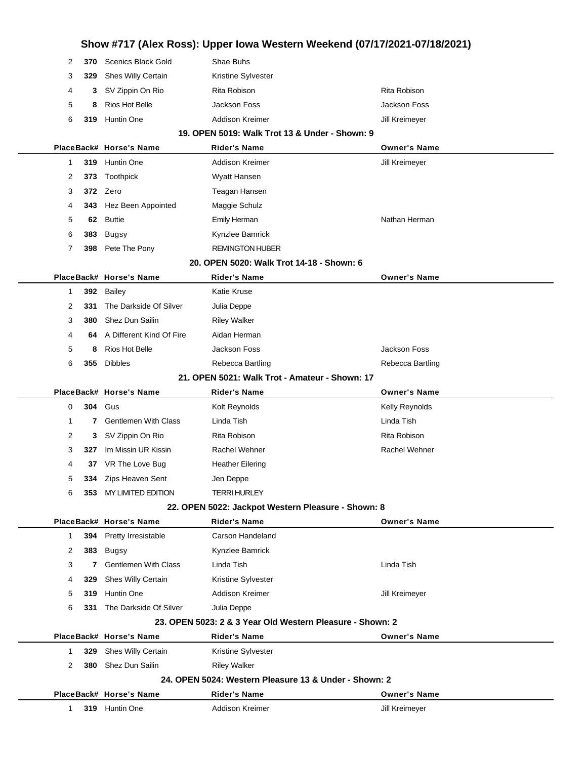| Place | Back# | Horse's Name | Rider's Name | Owner's Name |
|---|---|---|---|---|
| 2 | 370 | Scenics Black Gold | Shae Buhs | |
| 3 | 329 | Shes Willy Certain | Kristine Sylvester | |
| 4 | 3 | SV Zippin On Rio | Rita Robison | Rita Robison |
| 5 | 8 | Rios Hot Belle | Jackson Foss | Jackson Foss |
| 6 | 319 | Huntin One | Addison Kreimer | Jill Kreimeyer |

### 19. OPEN 5019: Walk Trot 13 & Under - Shown: 9

| Place | Back# | Horse's Name | Rider's Name | Owner's Name |
|---|---|---|---|---|
| 1 | 319 | Huntin One | Addison Kreimer | Jill Kreimeyer |
| 2 | 373 | Toothpick | Wyatt Hansen | |
| 3 | 372 | Zero | Teagan Hansen | |
| 4 | 343 | Hez Been Appointed | Maggie Schulz | |
| 5 | 62 | Buttie | Emily Herman | Nathan Herman |
| 6 | 383 | Bugsy | Kynzlee Bamrick | |
| 7 | 398 | Pete The Pony | REMINGTON HUBER | |

### 20. OPEN 5020: Walk Trot 14-18 - Shown: 6

| Place | Back# | Horse's Name | Rider's Name | Owner's Name |
|---|---|---|---|---|
| 1 | 392 | Bailey | Katie Kruse | |
| 2 | 331 | The Darkside Of Silver | Julia Deppe | |
| 3 | 380 | Shez Dun Sailin | Riley Walker | |
| 4 | 64 | A Different Kind Of Fire | Aidan Herman | |
| 5 | 8 | Rios Hot Belle | Jackson Foss | Jackson Foss |
| 6 | 355 | Dibbles | Rebecca Bartling | Rebecca Bartling |

### 21. OPEN 5021: Walk Trot - Amateur - Shown: 17

| Place | Back# | Horse's Name | Rider's Name | Owner's Name |
|---|---|---|---|---|
| 0 | 304 | Gus | Kolt Reynolds | Kelly Reynolds |
| 1 | 7 | Gentlemen With Class | Linda Tish | Linda Tish |
| 2 | 3 | SV Zippin On Rio | Rita Robison | Rita Robison |
| 3 | 327 | Im Missin UR Kissin | Rachel Wehner | Rachel Wehner |
| 4 | 37 | VR The Love Bug | Heather Eilering | |
| 5 | 334 | Zips Heaven Sent | Jen Deppe | |
| 6 | 353 | MY LIMITED EDITION | TERRI HURLEY | |

### 22. OPEN 5022: Jackpot Western Pleasure - Shown: 8

| Place | Back# | Horse's Name | Rider's Name | Owner's Name |
|---|---|---|---|---|
| 1 | 394 | Pretty Irresistable | Carson Handeland | |
| 2 | 383 | Bugsy | Kynzlee Bamrick | |
| 3 | 7 | Gentlemen With Class | Linda Tish | Linda Tish |
| 4 | 329 | Shes Willy Certain | Kristine Sylvester | |
| 5 | 319 | Huntin One | Addison Kreimer | Jill Kreimeyer |
| 6 | 331 | The Darkside Of Silver | Julia Deppe | |

### 23. OPEN 5023: 2 & 3 Year Old Western Pleasure - Shown: 2

| Place | Back# | Horse's Name | Rider's Name | Owner's Name |
|---|---|---|---|---|
| 1 | 329 | Shes Willy Certain | Kristine Sylvester | |
| 2 | 380 | Shez Dun Sailin | Riley Walker | |

### 24. OPEN 5024: Western Pleasure 13 & Under - Shown: 2

| Place | Back# | Horse's Name | Rider's Name | Owner's Name |
|---|---|---|---|---|
| 1 | 319 | Huntin One | Addison Kreimer | Jill Kreimeyer |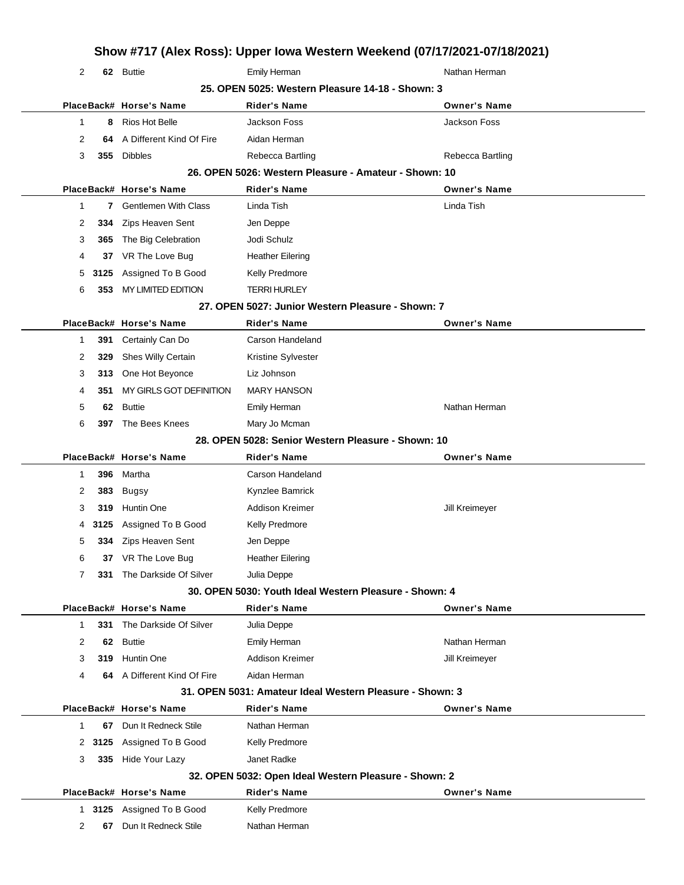# Show #717 (Alex Ross): Upper Iowa Western Weekend (07/17/2021-07/18/2021)

| Place | Back# | Horse's Name | Rider's Name | Owner's Name |
|---|---|---|---|---|
| 2 | 62 | Buttie | Emily Herman | Nathan Herman |

### 25. OPEN 5025: Western Pleasure 14-18 - Shown: 3

| Place | Back# | Horse's Name | Rider's Name | Owner's Name |
|---|---|---|---|---|
| 1 | 8 | Rios Hot Belle | Jackson Foss | Jackson Foss |
| 2 | 64 | A Different Kind Of Fire | Aidan Herman | |
| 3 | 355 | Dibbles | Rebecca Bartling | Rebecca Bartling |

### 26. OPEN 5026: Western Pleasure - Amateur - Shown: 10

| Place | Back# | Horse's Name | Rider's Name | Owner's Name |
|---|---|---|---|---|
| 1 | 7 | Gentlemen With Class | Linda Tish | Linda Tish |
| 2 | 334 | Zips Heaven Sent | Jen Deppe | |
| 3 | 365 | The Big Celebration | Jodi Schulz | |
| 4 | 37 | VR The Love Bug | Heather Eilering | |
| 5 | 3125 | Assigned To B Good | Kelly Predmore | |
| 6 | 353 | MY LIMITED EDITION | TERRI HURLEY | |

### 27. OPEN 5027: Junior Western Pleasure - Shown: 7

| Place | Back# | Horse's Name | Rider's Name | Owner's Name |
|---|---|---|---|---|
| 1 | 391 | Certainly Can Do | Carson Handeland | |
| 2 | 329 | Shes Willy Certain | Kristine Sylvester | |
| 3 | 313 | One Hot Beyonce | Liz Johnson | |
| 4 | 351 | MY GIRLS GOT DEFINITION | MARY HANSON | |
| 5 | 62 | Buttie | Emily Herman | Nathan Herman |
| 6 | 397 | The Bees Knees | Mary Jo Mcman | |

### 28. OPEN 5028: Senior Western Pleasure - Shown: 10

| Place | Back# | Horse's Name | Rider's Name | Owner's Name |
|---|---|---|---|---|
| 1 | 396 | Martha | Carson Handeland | |
| 2 | 383 | Bugsy | Kynzlee Bamrick | |
| 3 | 319 | Huntin One | Addison Kreimer | Jill Kreimeyer |
| 4 | 3125 | Assigned To B Good | Kelly Predmore | |
| 5 | 334 | Zips Heaven Sent | Jen Deppe | |
| 6 | 37 | VR The Love Bug | Heather Eilering | |
| 7 | 331 | The Darkside Of Silver | Julia Deppe | |

### 30. OPEN 5030: Youth Ideal Western Pleasure - Shown: 4

| Place | Back# | Horse's Name | Rider's Name | Owner's Name |
|---|---|---|---|---|
| 1 | 331 | The Darkside Of Silver | Julia Deppe | |
| 2 | 62 | Buttie | Emily Herman | Nathan Herman |
| 3 | 319 | Huntin One | Addison Kreimer | Jill Kreimeyer |
| 4 | 64 | A Different Kind Of Fire | Aidan Herman | |

### 31. OPEN 5031: Amateur Ideal Western Pleasure - Shown: 3

| Place | Back# | Horse's Name | Rider's Name | Owner's Name |
|---|---|---|---|---|
| 1 | 67 | Dun It Redneck Stile | Nathan Herman | |
| 2 | 3125 | Assigned To B Good | Kelly Predmore | |
| 3 | 335 | Hide Your Lazy | Janet Radke | |

### 32. OPEN 5032: Open Ideal Western Pleasure - Shown: 2

| Place | Back# | Horse's Name | Rider's Name | Owner's Name |
|---|---|---|---|---|
| 1 | 3125 | Assigned To B Good | Kelly Predmore | |
| 2 | 67 | Dun It Redneck Stile | Nathan Herman | |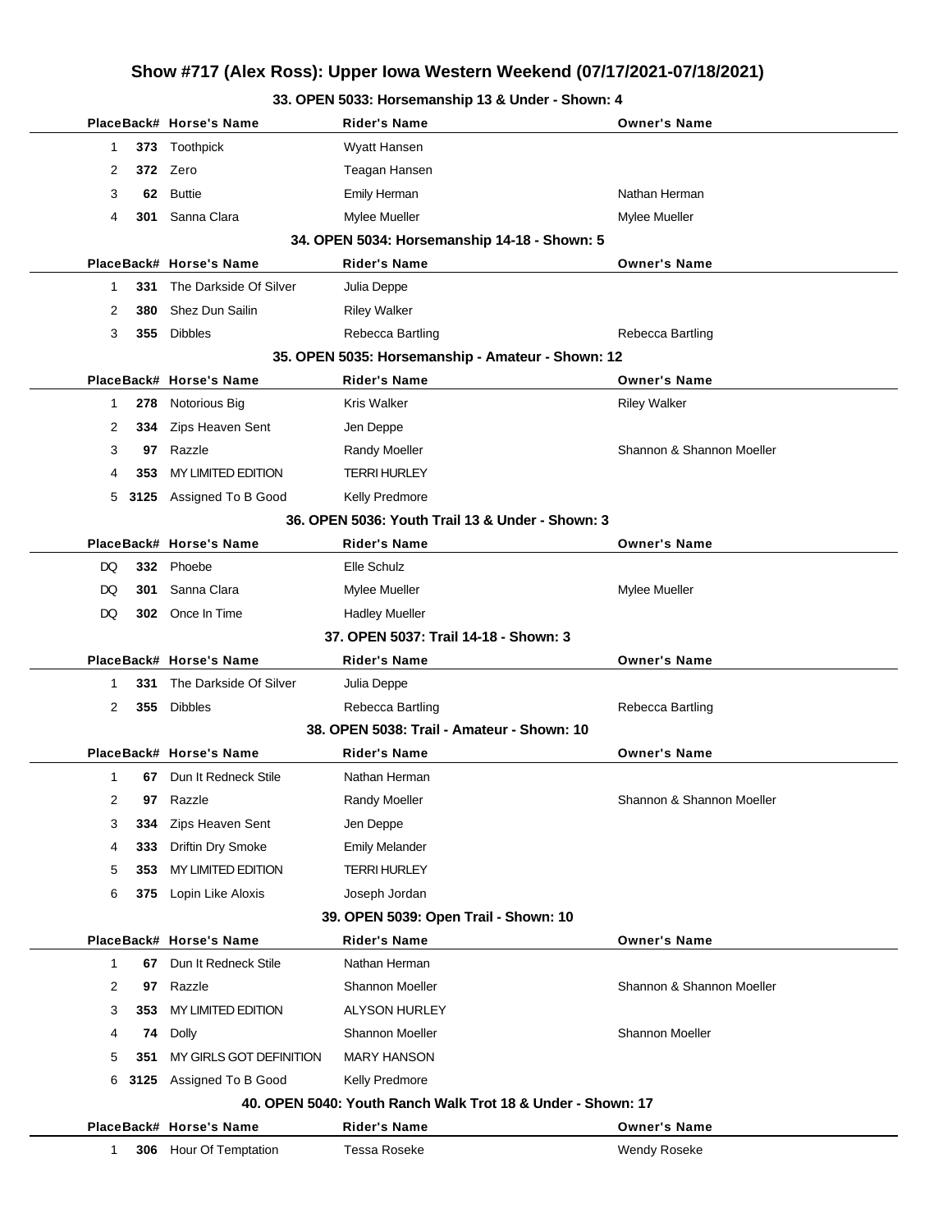# Show #717 (Alex Ross): Upper Iowa Western Weekend (07/17/2021-07/18/2021)

### 33. OPEN 5033: Horsemanship 13 & Under - Shown: 4

| Place | Back# | Horse's Name | Rider's Name | Owner's Name |
|---|---|---|---|---|
| 1 | 373 | Toothpick | Wyatt Hansen | |
| 2 | 372 | Zero | Teagan Hansen | |
| 3 | 62 | Buttie | Emily Herman | Nathan Herman |
| 4 | 301 | Sanna Clara | Mylee Mueller | Mylee Mueller |

### 34. OPEN 5034: Horsemanship 14-18 - Shown: 5

| Place | Back# | Horse's Name | Rider's Name | Owner's Name |
|---|---|---|---|---|
| 1 | 331 | The Darkside Of Silver | Julia Deppe | |
| 2 | 380 | Shez Dun Sailin | Riley Walker | |
| 3 | 355 | Dibbles | Rebecca Bartling | Rebecca Bartling |

### 35. OPEN 5035: Horsemanship - Amateur - Shown: 12

| Place | Back# | Horse's Name | Rider's Name | Owner's Name |
|---|---|---|---|---|
| 1 | 278 | Notorious Big | Kris Walker | Riley Walker |
| 2 | 334 | Zips Heaven Sent | Jen Deppe | |
| 3 | 97 | Razzle | Randy Moeller | Shannon & Shannon Moeller |
| 4 | 353 | MY LIMITED EDITION | TERRI HURLEY | |
| 5 | 3125 | Assigned To B Good | Kelly Predmore | |

### 36. OPEN 5036: Youth Trail 13 & Under - Shown: 3

| Place | Back# | Horse's Name | Rider's Name | Owner's Name |
|---|---|---|---|---|
| DQ | 332 | Phoebe | Elle Schulz | |
| DQ | 301 | Sanna Clara | Mylee Mueller | Mylee Mueller |
| DQ | 302 | Once In Time | Hadley Mueller | |

### 37. OPEN 5037: Trail 14-18 - Shown: 3

| Place | Back# | Horse's Name | Rider's Name | Owner's Name |
|---|---|---|---|---|
| 1 | 331 | The Darkside Of Silver | Julia Deppe | |
| 2 | 355 | Dibbles | Rebecca Bartling | Rebecca Bartling |

### 38. OPEN 5038: Trail - Amateur - Shown: 10

| Place | Back# | Horse's Name | Rider's Name | Owner's Name |
|---|---|---|---|---|
| 1 | 67 | Dun It Redneck Stile | Nathan Herman | |
| 2 | 97 | Razzle | Randy Moeller | Shannon & Shannon Moeller |
| 3 | 334 | Zips Heaven Sent | Jen Deppe | |
| 4 | 333 | Driftin Dry Smoke | Emily Melander | |
| 5 | 353 | MY LIMITED EDITION | TERRI HURLEY | |
| 6 | 375 | Lopin Like Aloxis | Joseph Jordan | |

### 39. OPEN 5039: Open Trail - Shown: 10

| Place | Back# | Horse's Name | Rider's Name | Owner's Name |
|---|---|---|---|---|
| 1 | 67 | Dun It Redneck Stile | Nathan Herman | |
| 2 | 97 | Razzle | Shannon Moeller | Shannon & Shannon Moeller |
| 3 | 353 | MY LIMITED EDITION | ALYSON HURLEY | |
| 4 | 74 | Dolly | Shannon Moeller | Shannon Moeller |
| 5 | 351 | MY GIRLS GOT DEFINITION | MARY HANSON | |
| 6 | 3125 | Assigned To B Good | Kelly Predmore | |

### 40. OPEN 5040: Youth Ranch Walk Trot 18 & Under - Shown: 17

| Place | Back# | Horse's Name | Rider's Name | Owner's Name |
|---|---|---|---|---|
| 1 | 306 | Hour Of Temptation | Tessa Roseke | Wendy Roseke |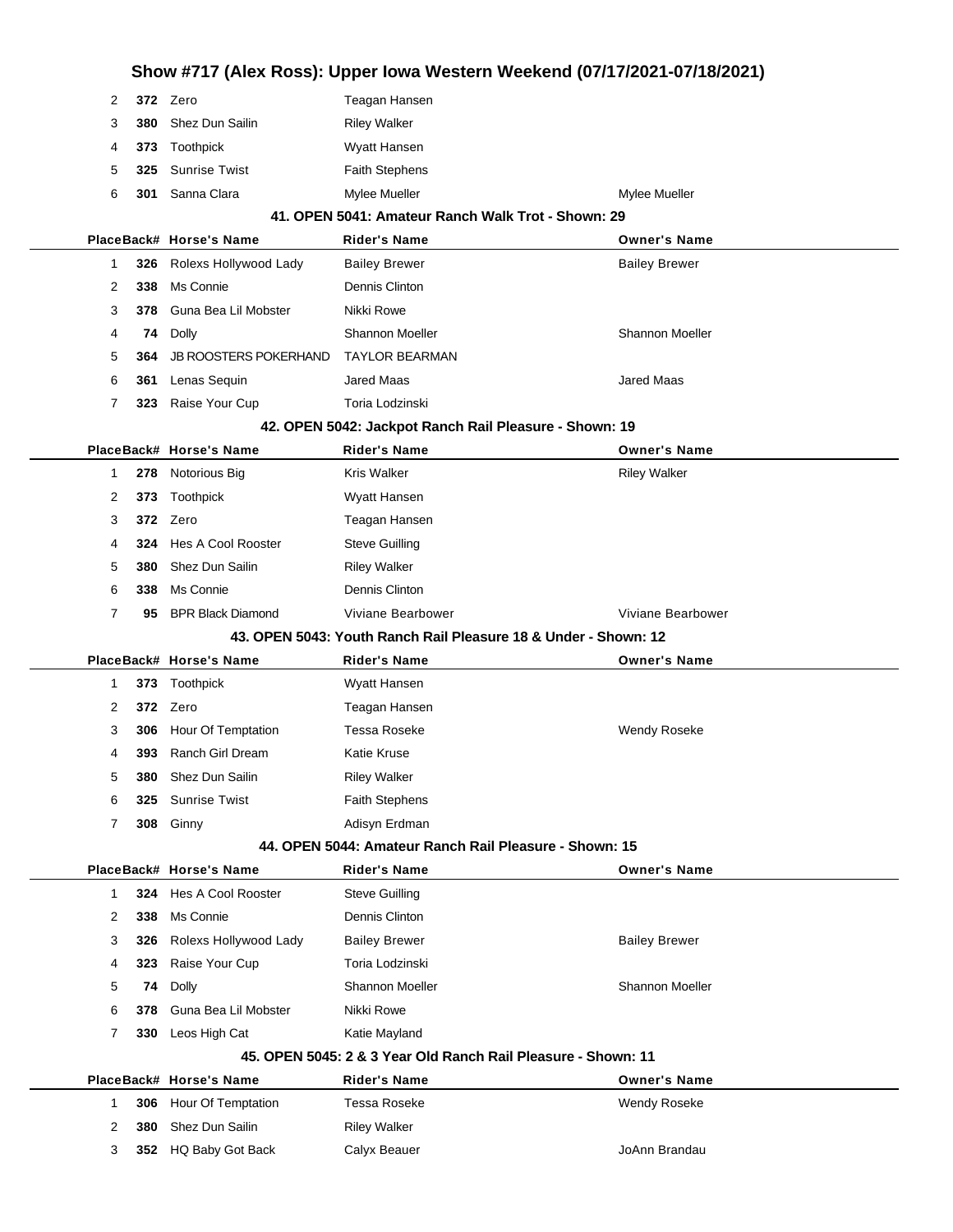| Place | Back# | Horse's Name | Rider's Name | Owner's Name |
|---|---|---|---|---|
| 2 | 372 | Zero | Teagan Hansen | |
| 3 | 380 | Shez Dun Sailin | Riley Walker | |
| 4 | 373 | Toothpick | Wyatt Hansen | |
| 5 | 325 | Sunrise Twist | Faith Stephens | |
| 6 | 301 | Sanna Clara | Mylee Mueller | Mylee Mueller |

### 41. OPEN 5041: Amateur Ranch Walk Trot - Shown: 29

| Place | Back# | Horse's Name | Rider's Name | Owner's Name |
|---|---|---|---|---|
| 1 | 326 | Rolexs Hollywood Lady | Bailey Brewer | Bailey Brewer |
| 2 | 338 | Ms Connie | Dennis Clinton | |
| 3 | 378 | Guna Bea Lil Mobster | Nikki Rowe | |
| 4 | 74 | Dolly | Shannon Moeller | Shannon Moeller |
| 5 | 364 | JB ROOSTERS POKERHAND | TAYLOR BEARMAN | |
| 6 | 361 | Lenas Sequin | Jared Maas | Jared Maas |
| 7 | 323 | Raise Your Cup | Toria Lodzinski | |

### 42. OPEN 5042: Jackpot Ranch Rail Pleasure - Shown: 19

| Place | Back# | Horse's Name | Rider's Name | Owner's Name |
|---|---|---|---|---|
| 1 | 278 | Notorious Big | Kris Walker | Riley Walker |
| 2 | 373 | Toothpick | Wyatt Hansen | |
| 3 | 372 | Zero | Teagan Hansen | |
| 4 | 324 | Hes A Cool Rooster | Steve Guilling | |
| 5 | 380 | Shez Dun Sailin | Riley Walker | |
| 6 | 338 | Ms Connie | Dennis Clinton | |
| 7 | 95 | BPR Black Diamond | Viviane Bearbower | Viviane Bearbower |

### 43. OPEN 5043: Youth Ranch Rail Pleasure 18 & Under - Shown: 12

| Place | Back# | Horse's Name | Rider's Name | Owner's Name |
|---|---|---|---|---|
| 1 | 373 | Toothpick | Wyatt Hansen | |
| 2 | 372 | Zero | Teagan Hansen | |
| 3 | 306 | Hour Of Temptation | Tessa Roseke | Wendy Roseke |
| 4 | 393 | Ranch Girl Dream | Katie Kruse | |
| 5 | 380 | Shez Dun Sailin | Riley Walker | |
| 6 | 325 | Sunrise Twist | Faith Stephens | |
| 7 | 308 | Ginny | Adisyn Erdman | |

### 44. OPEN 5044: Amateur Ranch Rail Pleasure - Shown: 15

| Place | Back# | Horse's Name | Rider's Name | Owner's Name |
|---|---|---|---|---|
| 1 | 324 | Hes A Cool Rooster | Steve Guilling | |
| 2 | 338 | Ms Connie | Dennis Clinton | |
| 3 | 326 | Rolexs Hollywood Lady | Bailey Brewer | Bailey Brewer |
| 4 | 323 | Raise Your Cup | Toria Lodzinski | |
| 5 | 74 | Dolly | Shannon Moeller | Shannon Moeller |
| 6 | 378 | Guna Bea Lil Mobster | Nikki Rowe | |
| 7 | 330 | Leos High Cat | Katie Mayland | |

### 45. OPEN 5045: 2 & 3 Year Old Ranch Rail Pleasure - Shown: 11

| Place | Back# | Horse's Name | Rider's Name | Owner's Name |
|---|---|---|---|---|
| 1 | 306 | Hour Of Temptation | Tessa Roseke | Wendy Roseke |
| 2 | 380 | Shez Dun Sailin | Riley Walker | |
| 3 | 352 | HQ Baby Got Back | Calyx Beauer | JoAnn Brandau |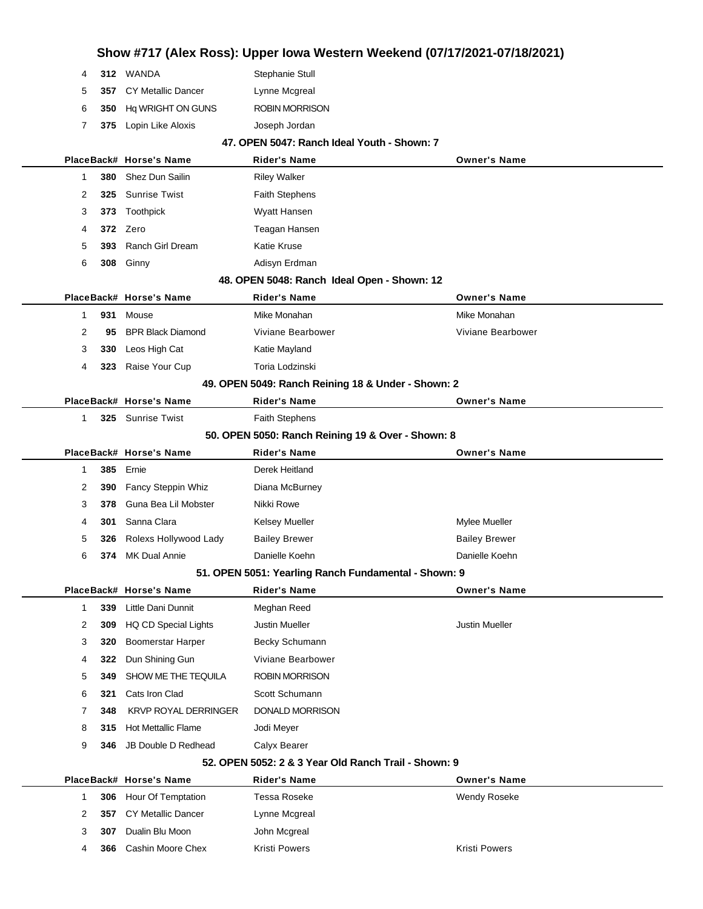# Show #717 (Alex Ross): Upper Iowa Western Weekend (07/17/2021-07/18/2021)

| Place | Back# | Horse's Name | Rider's Name | Owner's Name |
|---|---|---|---|---|
| 4 | 312 | WANDA | Stephanie Stull | |
| 5 | 357 | CY Metallic Dancer | Lynne Mcgreal | |
| 6 | 350 | Hq WRIGHT ON GUNS | ROBIN MORRISON | |
| 7 | 375 | Lopin Like Aloxis | Joseph Jordan | |

### 47. OPEN 5047: Ranch Ideal Youth - Shown: 7

| Place | Back# | Horse's Name | Rider's Name | Owner's Name |
|---|---|---|---|---|
| 1 | 380 | Shez Dun Sailin | Riley Walker | |
| 2 | 325 | Sunrise Twist | Faith Stephens | |
| 3 | 373 | Toothpick | Wyatt Hansen | |
| 4 | 372 | Zero | Teagan Hansen | |
| 5 | 393 | Ranch Girl Dream | Katie Kruse | |
| 6 | 308 | Ginny | Adisyn Erdman | |

### 48. OPEN 5048: Ranch Ideal Open - Shown: 12

| Place | Back# | Horse's Name | Rider's Name | Owner's Name |
|---|---|---|---|---|
| 1 | 931 | Mouse | Mike Monahan | Mike Monahan |
| 2 | 95 | BPR Black Diamond | Viviane Bearbower | Viviane Bearbower |
| 3 | 330 | Leos High Cat | Katie Mayland | |
| 4 | 323 | Raise Your Cup | Toria Lodzinski | |

### 49. OPEN 5049: Ranch Reining 18 & Under - Shown: 2

| Place | Back# | Horse's Name | Rider's Name | Owner's Name |
|---|---|---|---|---|
| 1 | 325 | Sunrise Twist | Faith Stephens | |

### 50. OPEN 5050: Ranch Reining 19 & Over - Shown: 8

| Place | Back# | Horse's Name | Rider's Name | Owner's Name |
|---|---|---|---|---|
| 1 | 385 | Ernie | Derek Heitland | |
| 2 | 390 | Fancy Steppin Whiz | Diana McBurney | |
| 3 | 378 | Guna Bea Lil Mobster | Nikki Rowe | |
| 4 | 301 | Sanna Clara | Kelsey Mueller | Mylee Mueller |
| 5 | 326 | Rolexs Hollywood Lady | Bailey Brewer | Bailey Brewer |
| 6 | 374 | MK Dual Annie | Danielle Koehn | Danielle Koehn |

### 51. OPEN 5051: Yearling Ranch Fundamental - Shown: 9

| Place | Back# | Horse's Name | Rider's Name | Owner's Name |
|---|---|---|---|---|
| 1 | 339 | Little Dani Dunnit | Meghan Reed | |
| 2 | 309 | HQ CD Special Lights | Justin Mueller | Justin Mueller |
| 3 | 320 | Boomerstar Harper | Becky Schumann | |
| 4 | 322 | Dun Shining Gun | Viviane Bearbower | |
| 5 | 349 | SHOW ME THE TEQUILA | ROBIN MORRISON | |
| 6 | 321 | Cats Iron Clad | Scott Schumann | |
| 7 | 348 | KRVP ROYAL DERRINGER | DONALD MORRISON | |
| 8 | 315 | Hot Mettallic Flame | Jodi Meyer | |
| 9 | 346 | JB Double D Redhead | Calyx Bearer | |

### 52. OPEN 5052: 2 & 3 Year Old Ranch Trail - Shown: 9

| Place | Back# | Horse's Name | Rider's Name | Owner's Name |
|---|---|---|---|---|
| 1 | 306 | Hour Of Temptation | Tessa Roseke | Wendy Roseke |
| 2 | 357 | CY Metallic Dancer | Lynne Mcgreal | |
| 3 | 307 | Dualin Blu Moon | John Mcgreal | |
| 4 | 366 | Cashin Moore Chex | Kristi Powers | Kristi Powers |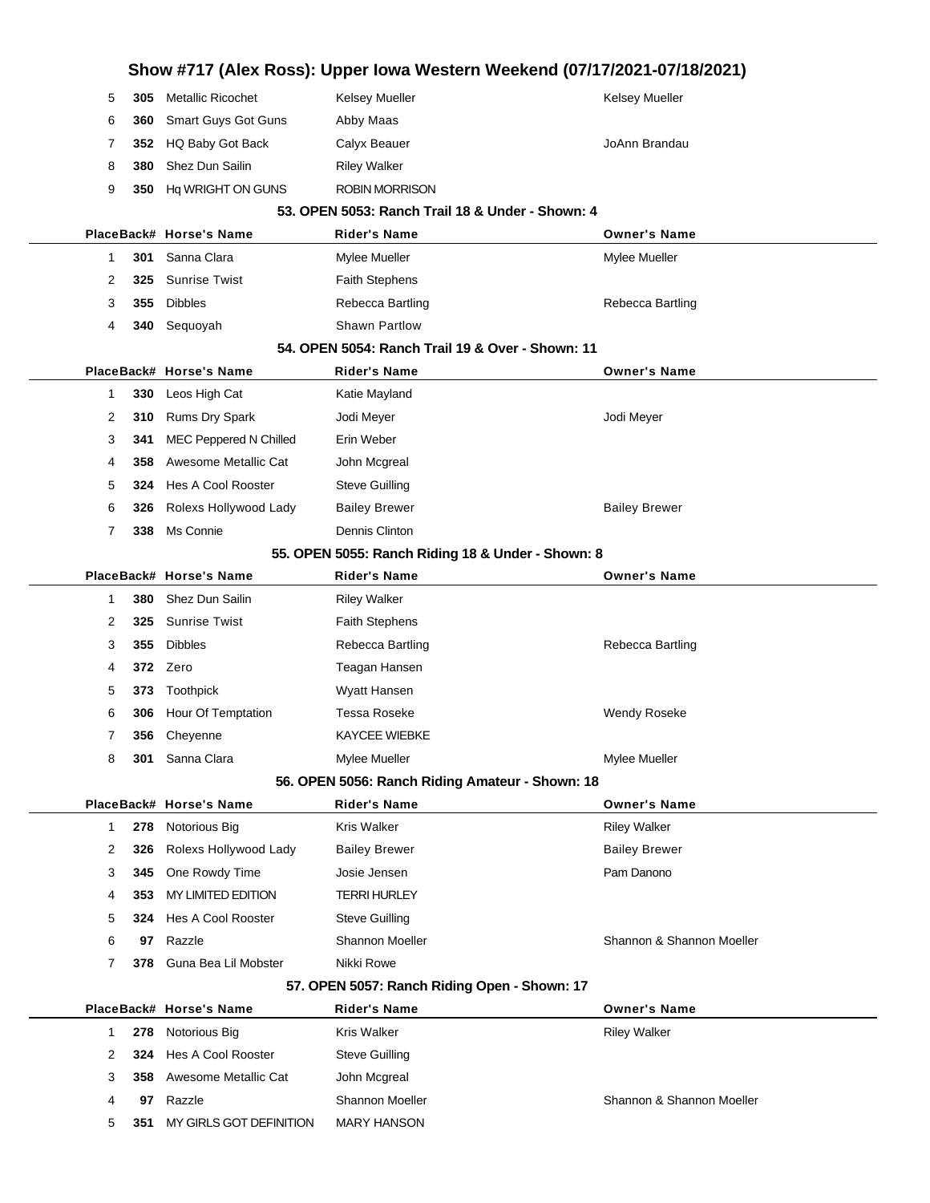| Place | Back# | Horse's Name | Rider's Name | Owner's Name |
|---|---|---|---|---|
| 5 | 305 | Metallic Ricochet | Kelsey Mueller | Kelsey Mueller |
| 6 | 360 | Smart Guys Got Guns | Abby Maas | |
| 7 | 352 | HQ Baby Got Back | Calyx Beauer | JoAnn Brandau |
| 8 | 380 | Shez Dun Sailin | Riley Walker | |
| 9 | 350 | Hq WRIGHT ON GUNS | ROBIN MORRISON | |

### 53. OPEN 5053: Ranch Trail 18 & Under - Shown: 4

| Place | Back# | Horse's Name | Rider's Name | Owner's Name |
|---|---|---|---|---|
| 1 | 301 | Sanna Clara | Mylee Mueller | Mylee Mueller |
| 2 | 325 | Sunrise Twist | Faith Stephens | |
| 3 | 355 | Dibbles | Rebecca Bartling | Rebecca Bartling |
| 4 | 340 | Sequoyah | Shawn Partlow | |

### 54. OPEN 5054: Ranch Trail 19 & Over - Shown: 11

| Place | Back# | Horse's Name | Rider's Name | Owner's Name |
|---|---|---|---|---|
| 1 | 330 | Leos High Cat | Katie Mayland | |
| 2 | 310 | Rums Dry Spark | Jodi Meyer | Jodi Meyer |
| 3 | 341 | MEC Peppered N Chilled | Erin Weber | |
| 4 | 358 | Awesome Metallic Cat | John Mcgreal | |
| 5 | 324 | Hes A Cool Rooster | Steve Guilling | |
| 6 | 326 | Rolexs Hollywood Lady | Bailey Brewer | Bailey Brewer |
| 7 | 338 | Ms Connie | Dennis Clinton | |

### 55. OPEN 5055: Ranch Riding 18 & Under - Shown: 8

| Place | Back# | Horse's Name | Rider's Name | Owner's Name |
|---|---|---|---|---|
| 1 | 380 | Shez Dun Sailin | Riley Walker | |
| 2 | 325 | Sunrise Twist | Faith Stephens | |
| 3 | 355 | Dibbles | Rebecca Bartling | Rebecca Bartling |
| 4 | 372 | Zero | Teagan Hansen | |
| 5 | 373 | Toothpick | Wyatt Hansen | |
| 6 | 306 | Hour Of Temptation | Tessa Roseke | Wendy Roseke |
| 7 | 356 | Cheyenne | KAYCEE WIEBKE | |
| 8 | 301 | Sanna Clara | Mylee Mueller | Mylee Mueller |

### 56. OPEN 5056: Ranch Riding Amateur - Shown: 18

| Place | Back# | Horse's Name | Rider's Name | Owner's Name |
|---|---|---|---|---|
| 1 | 278 | Notorious Big | Kris Walker | Riley Walker |
| 2 | 326 | Rolexs Hollywood Lady | Bailey Brewer | Bailey Brewer |
| 3 | 345 | One Rowdy Time | Josie Jensen | Pam Danono |
| 4 | 353 | MY LIMITED EDITION | TERRI HURLEY | |
| 5 | 324 | Hes A Cool Rooster | Steve Guilling | |
| 6 | 97 | Razzle | Shannon Moeller | Shannon & Shannon Moeller |
| 7 | 378 | Guna Bea Lil Mobster | Nikki Rowe | |

### 57. OPEN 5057: Ranch Riding Open - Shown: 17

| Place | Back# | Horse's Name | Rider's Name | Owner's Name |
|---|---|---|---|---|
| 1 | 278 | Notorious Big | Kris Walker | Riley Walker |
| 2 | 324 | Hes A Cool Rooster | Steve Guilling | |
| 3 | 358 | Awesome Metallic Cat | John Mcgreal | |
| 4 | 97 | Razzle | Shannon Moeller | Shannon & Shannon Moeller |
| 5 | 351 | MY GIRLS GOT DEFINITION | MARY HANSON | |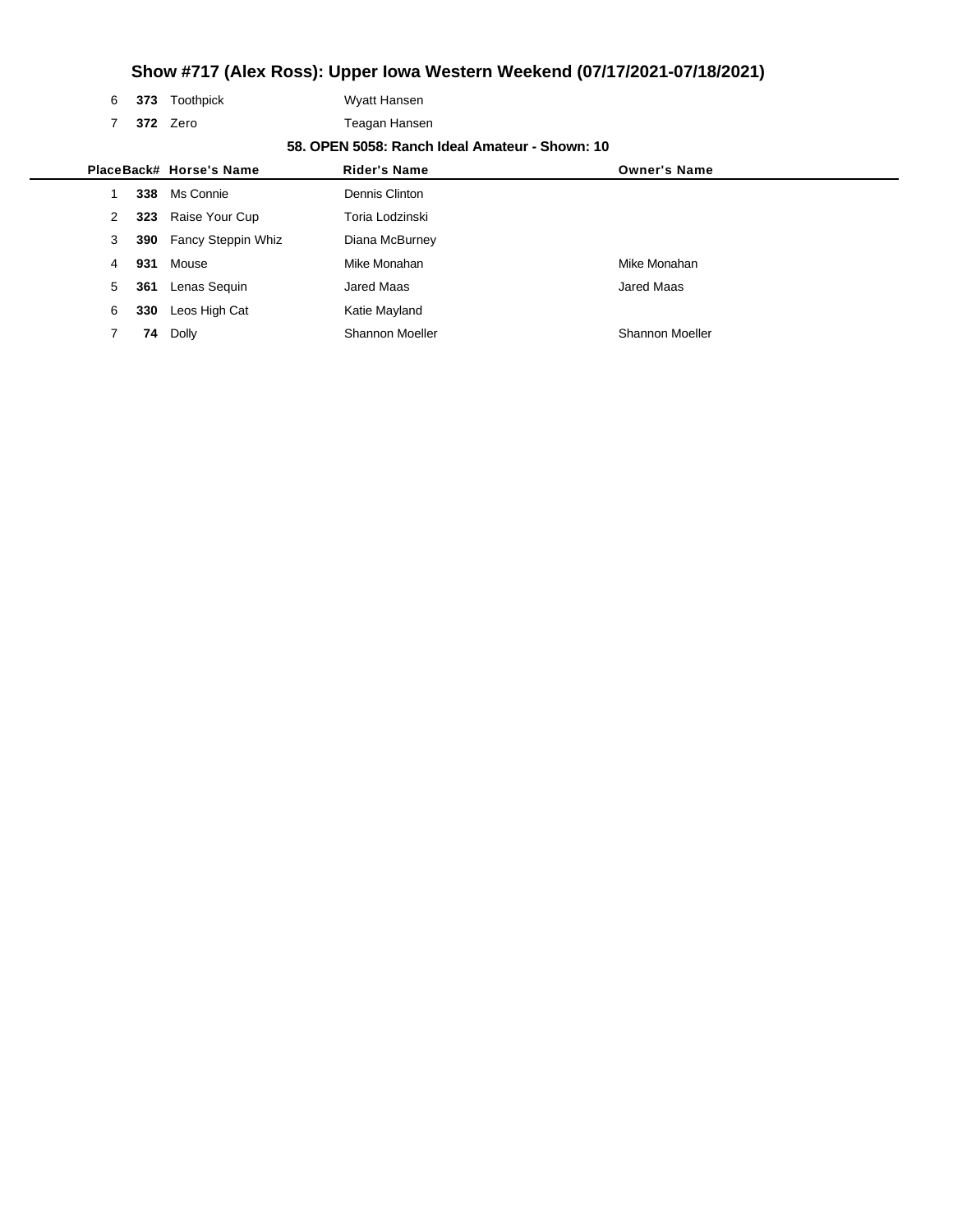| | | | | |
|---|---|---|---|---|
| 6 | **373** | Toothpick | Wyatt Hansen | |
| 7 | **372** | Zero | Teagan Hansen | |

### 58. OPEN 5058: Ranch Ideal Amateur - Shown: 10

| Place | Back# | Horse's Name | Rider's Name | Owner's Name |
|---|---|---|---|---|
| 1 | **338** | Ms Connie | Dennis Clinton | |
| 2 | **323** | Raise Your Cup | Toria Lodzinski | |
| 3 | **390** | Fancy Steppin Whiz | Diana McBurney | |
| 4 | **931** | Mouse | Mike Monahan | Mike Monahan |
| 5 | **361** | Lenas Sequin | Jared Maas | Jared Maas |
| 6 | **330** | Leos High Cat | Katie Mayland | |
| 7 | **74** | Dolly | Shannon Moeller | Shannon Moeller |